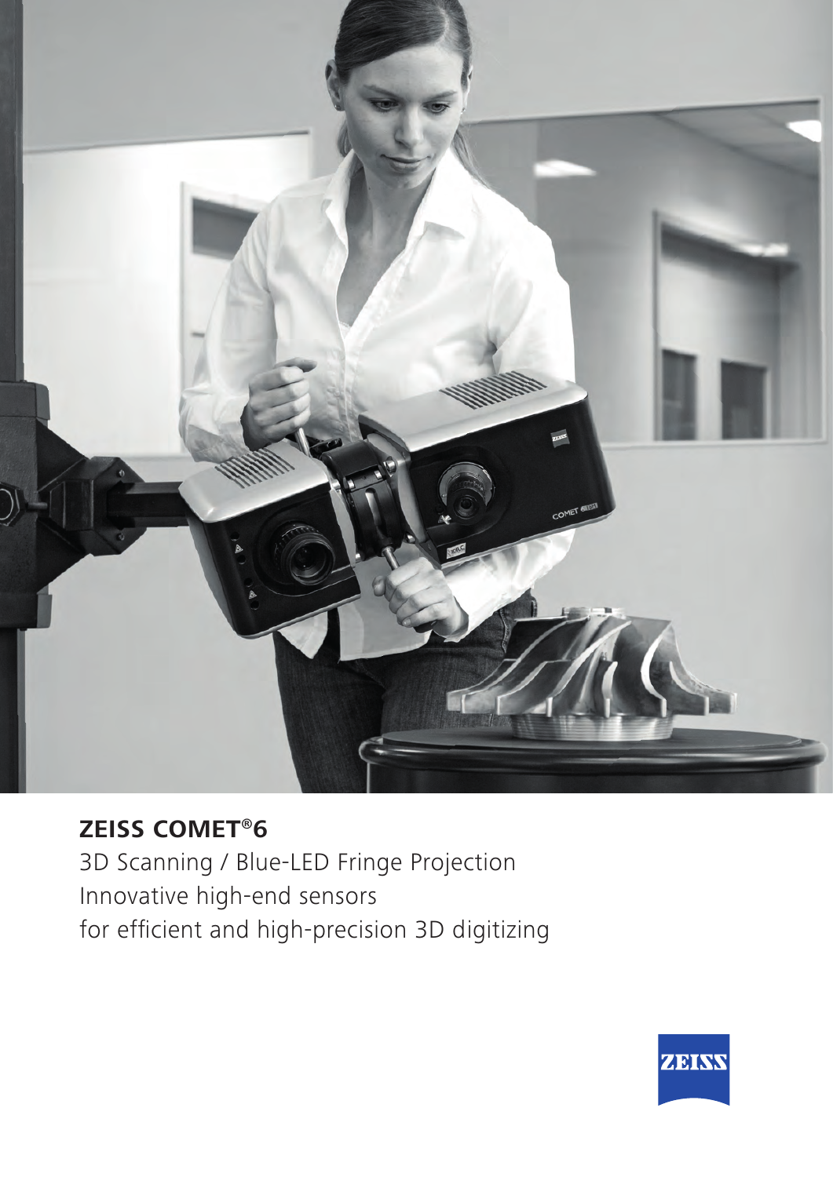# ZEISS COMET®6

3D Scanning / Blue-LED Fringe Projection
Innovative high-end sensors
for efficient and high-precision 3D digitizing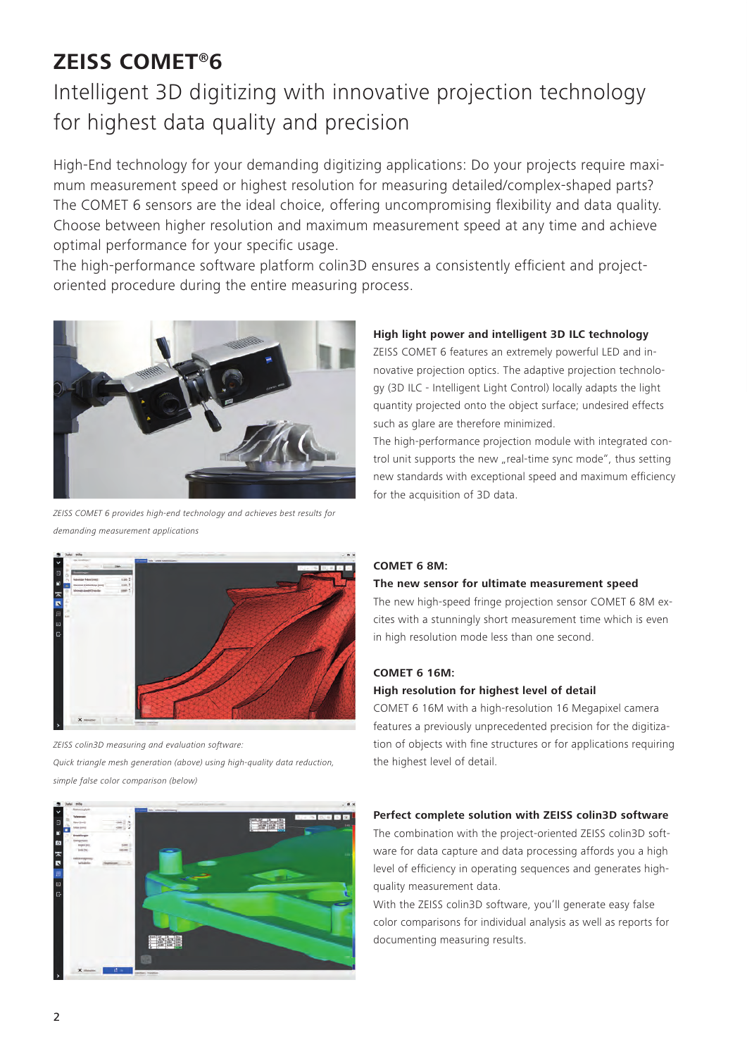# ZEISS COMET®6

## Intelligent 3D digitizing with innovative projection technology for highest data quality and precision

High-End technology for your demanding digitizing applications: Do your projects require maximum measurement speed or highest resolution for measuring detailed/complex-shaped parts? The COMET 6 sensors are the ideal choice, offering uncompromising flexibility and data quality. Choose between higher resolution and maximum measurement speed at any time and achieve optimal performance for your specific usage.
The high-performance software platform colin3D ensures a consistently efficient and project-oriented procedure during the entire measuring process.

*ZEISS COMET 6 provides high-end technology and achieves best results for demanding measurement applications*

**High light power and intelligent 3D ILC technology**
ZEISS COMET 6 features an extremely powerful LED and innovative projection optics. The adaptive projection technology (3D ILC - Intelligent Light Control) locally adapts the light quantity projected onto the object surface; undesired effects such as glare are therefore minimized.
The high-performance projection module with integrated control unit supports the new „real-time sync mode", thus setting new standards with exceptional speed and maximum efficiency for the acquisition of 3D data.

*ZEISS colin3D measuring and evaluation software:*
*Quick triangle mesh generation (above) using high-quality data reduction, simple false color comparison (below)*

**COMET 6 8M:**
**The new sensor for ultimate measurement speed**
The new high-speed fringe projection sensor COMET 6 8M excites with a stunningly short measurement time which is even in high resolution mode less than one second.

**COMET 6 16M:**
**High resolution for highest level of detail**
COMET 6 16M with a high-resolution 16 Megapixel camera features a previously unprecedented precision for the digitization of objects with fine structures or for applications requiring the highest level of detail.

**Perfect complete solution with ZEISS colin3D software**
The combination with the project-oriented ZEISS colin3D software for data capture and data processing affords you a high level of efficiency in operating sequences and generates high-quality measurement data.
With the ZEISS colin3D software, you'll generate easy false color comparisons for individual analysis as well as reports for documenting measuring results.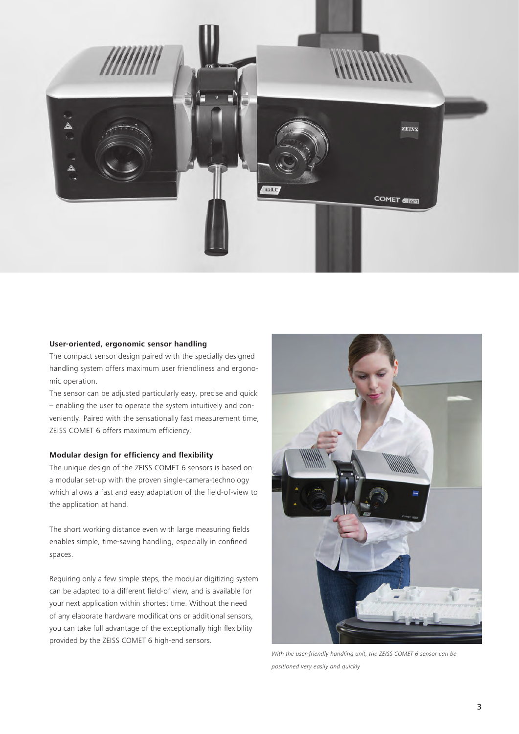**User-oriented, ergonomic sensor handling**

The compact sensor design paired with the specially designed handling system offers maximum user friendliness and ergonomic operation.

The sensor can be adjusted particularly easy, precise and quick – enabling the user to operate the system intuitively and conveniently. Paired with the sensationally fast measurement time, ZEISS COMET 6 offers maximum efficiency.

**Modular design for efficiency and flexibility**

The unique design of the ZEISS COMET 6 sensors is based on a modular set-up with the proven single-camera-technology which allows a fast and easy adaptation of the field-of-view to the application at hand.

The short working distance even with large measuring fields enables simple, time-saving handling, especially in confined spaces.

Requiring only a few simple steps, the modular digitizing system can be adapted to a different field-of view, and is available for your next application within shortest time. Without the need of any elaborate hardware modifications or additional sensors, you can take full advantage of the exceptionally high flexibility provided by the ZEISS COMET 6 high-end sensors.

*With the user-friendly handling unit, the ZEISS COMET 6 sensor can be positioned very easily and quickly*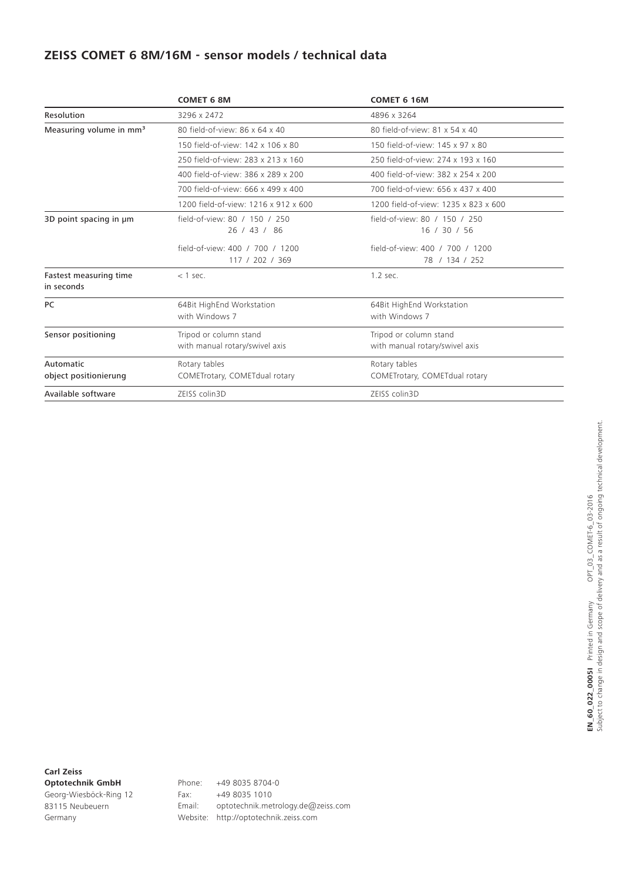## ZEISS COMET 6 8M/16M - sensor models / technical data

| | COMET 6 8M | COMET 6 16M |
|---|---|---|
| Resolution | 3296 x 2472 | 4896 x 3264 |
| Measuring volume in mm³ | 80 field-of-view: 86 x 64 x 40 | 80 field-of-view: 81 x 54 x 40 |
| | 150 field-of-view: 142 x 106 x 80 | 150 field-of-view: 145 x 97 x 80 |
| | 250 field-of-view: 283 x 213 x 160 | 250 field-of-view: 274 x 193 x 160 |
| | 400 field-of-view: 386 x 289 x 200 | 400 field-of-view: 382 x 254 x 200 |
| | 700 field-of-view: 666 x 499 x 400 | 700 field-of-view: 656 x 437 x 400 |
| | 1200 field-of-view: 1216 x 912 x 600 | 1200 field-of-view: 1235 x 823 x 600 |
| 3D point spacing in µm | field-of-view: 80 / 150 / 250<br>26 / 43 / 86<br>field-of-view: 400 / 700 / 1200<br>117 / 202 / 369 | field-of-view: 80 / 150 / 250<br>16 / 30 / 56<br>field-of-view: 400 / 700 / 1200<br>78 / 134 / 252 |
| Fastest measuring time in seconds | < 1 sec. | 1.2 sec. |
| PC | 64Bit HighEnd Workstation with Windows 7 | 64Bit HighEnd Workstation with Windows 7 |
| Sensor positioning | Tripod or column stand with manual rotary/swivel axis | Tripod or column stand with manual rotary/swivel axis |
| Automatic object positionierung | Rotary tables COMETrotary, COMETdual rotary | Rotary tables COMETrotary, COMETdual rotary |
| Available software | ZEISS colin3D | ZEISS colin3D |

**Carl Zeiss**
**Optotechnik GmbH**
Georg-Wiesböck-Ring 12
83115 Neubeuern
Germany

Phone: +49 8035 8704-0
Fax: +49 8035 1010
Email: optotechnik.metrology.de@zeiss.com
Website: http://optotechnik.zeiss.com

**EN_60_022_0005I** Printed in Germany OPT_03_COMET-6_03-2016
Subject to change in design and scope of delivery and as a result of ongoing technical development.